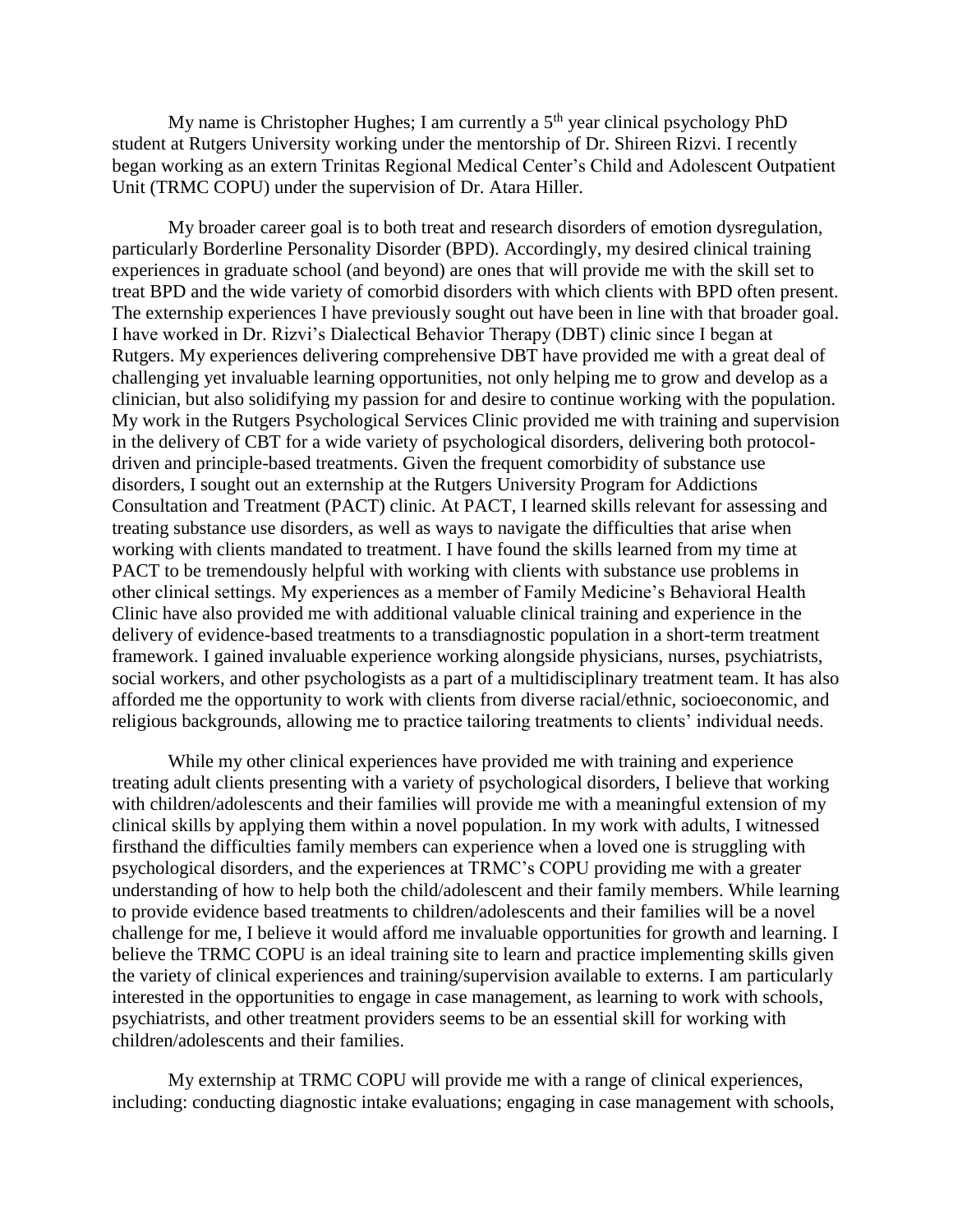My name is Christopher Hughes; I am currently a 5th year clinical psychology PhD student at Rutgers University working under the mentorship of Dr. Shireen Rizvi. I recently began working as an extern Trinitas Regional Medical Center's Child and Adolescent Outpatient Unit (TRMC COPU) under the supervision of Dr. Atara Hiller.

My broader career goal is to both treat and research disorders of emotion dysregulation, particularly Borderline Personality Disorder (BPD). Accordingly, my desired clinical training experiences in graduate school (and beyond) are ones that will provide me with the skill set to treat BPD and the wide variety of comorbid disorders with which clients with BPD often present. The externship experiences I have previously sought out have been in line with that broader goal. I have worked in Dr. Rizvi's Dialectical Behavior Therapy (DBT) clinic since I began at Rutgers. My experiences delivering comprehensive DBT have provided me with a great deal of challenging yet invaluable learning opportunities, not only helping me to grow and develop as a clinician, but also solidifying my passion for and desire to continue working with the population. My work in the Rutgers Psychological Services Clinic provided me with training and supervision in the delivery of CBT for a wide variety of psychological disorders, delivering both protocol-driven and principle-based treatments. Given the frequent comorbidity of substance use disorders, I sought out an externship at the Rutgers University Program for Addictions Consultation and Treatment (PACT) clinic. At PACT, I learned skills relevant for assessing and treating substance use disorders, as well as ways to navigate the difficulties that arise when working with clients mandated to treatment. I have found the skills learned from my time at PACT to be tremendously helpful with working with clients with substance use problems in other clinical settings. My experiences as a member of Family Medicine's Behavioral Health Clinic have also provided me with additional valuable clinical training and experience in the delivery of evidence-based treatments to a transdiagnostic population in a short-term treatment framework. I gained invaluable experience working alongside physicians, nurses, psychiatrists, social workers, and other psychologists as a part of a multidisciplinary treatment team. It has also afforded me the opportunity to work with clients from diverse racial/ethnic, socioeconomic, and religious backgrounds, allowing me to practice tailoring treatments to clients' individual needs.

While my other clinical experiences have provided me with training and experience treating adult clients presenting with a variety of psychological disorders, I believe that working with children/adolescents and their families will provide me with a meaningful extension of my clinical skills by applying them within a novel population. In my work with adults, I witnessed firsthand the difficulties family members can experience when a loved one is struggling with psychological disorders, and the experiences at TRMC's COPU providing me with a greater understanding of how to help both the child/adolescent and their family members. While learning to provide evidence based treatments to children/adolescents and their families will be a novel challenge for me, I believe it would afford me invaluable opportunities for growth and learning. I believe the TRMC COPU is an ideal training site to learn and practice implementing skills given the variety of clinical experiences and training/supervision available to externs. I am particularly interested in the opportunities to engage in case management, as learning to work with schools, psychiatrists, and other treatment providers seems to be an essential skill for working with children/adolescents and their families.

My externship at TRMC COPU will provide me with a range of clinical experiences, including: conducting diagnostic intake evaluations; engaging in case management with schools,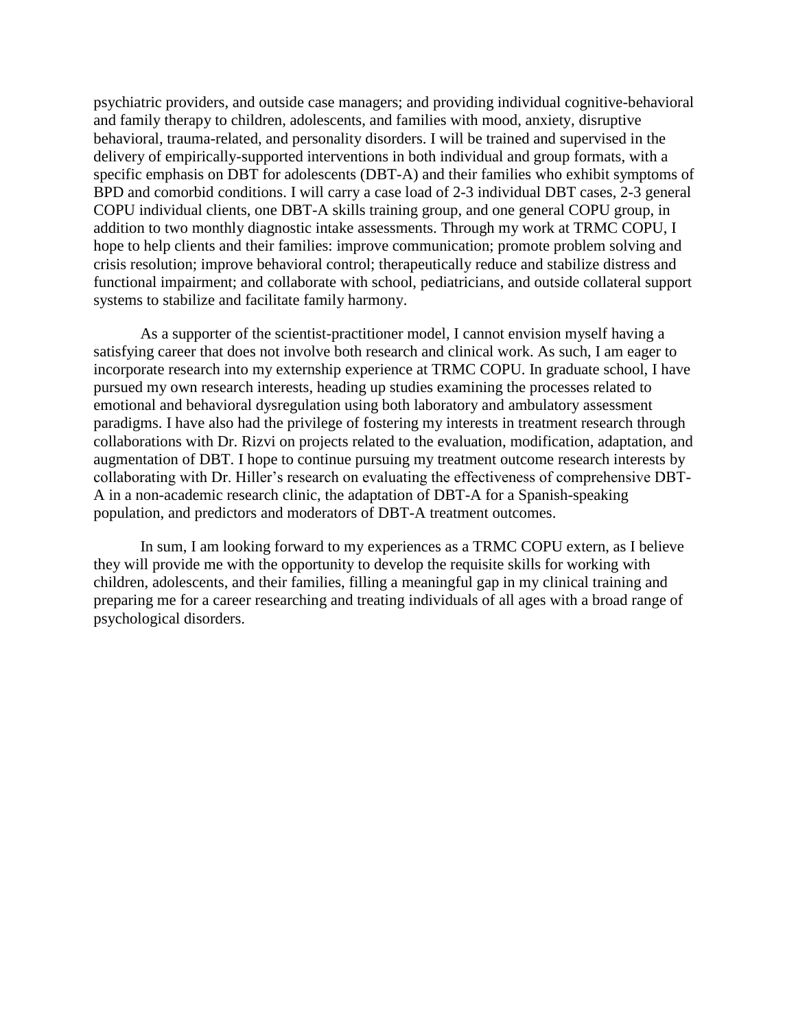psychiatric providers, and outside case managers; and providing individual cognitive-behavioral and family therapy to children, adolescents, and families with mood, anxiety, disruptive behavioral, trauma-related, and personality disorders. I will be trained and supervised in the delivery of empirically-supported interventions in both individual and group formats, with a specific emphasis on DBT for adolescents (DBT-A) and their families who exhibit symptoms of BPD and comorbid conditions. I will carry a case load of 2-3 individual DBT cases, 2-3 general COPU individual clients, one DBT-A skills training group, and one general COPU group, in addition to two monthly diagnostic intake assessments. Through my work at TRMC COPU, I hope to help clients and their families: improve communication; promote problem solving and crisis resolution; improve behavioral control; therapeutically reduce and stabilize distress and functional impairment; and collaborate with school, pediatricians, and outside collateral support systems to stabilize and facilitate family harmony.

As a supporter of the scientist-practitioner model, I cannot envision myself having a satisfying career that does not involve both research and clinical work. As such, I am eager to incorporate research into my externship experience at TRMC COPU. In graduate school, I have pursued my own research interests, heading up studies examining the processes related to emotional and behavioral dysregulation using both laboratory and ambulatory assessment paradigms. I have also had the privilege of fostering my interests in treatment research through collaborations with Dr. Rizvi on projects related to the evaluation, modification, adaptation, and augmentation of DBT. I hope to continue pursuing my treatment outcome research interests by collaborating with Dr. Hiller's research on evaluating the effectiveness of comprehensive DBT-A in a non-academic research clinic, the adaptation of DBT-A for a Spanish-speaking population, and predictors and moderators of DBT-A treatment outcomes.

In sum, I am looking forward to my experiences as a TRMC COPU extern, as I believe they will provide me with the opportunity to develop the requisite skills for working with children, adolescents, and their families, filling a meaningful gap in my clinical training and preparing me for a career researching and treating individuals of all ages with a broad range of psychological disorders.